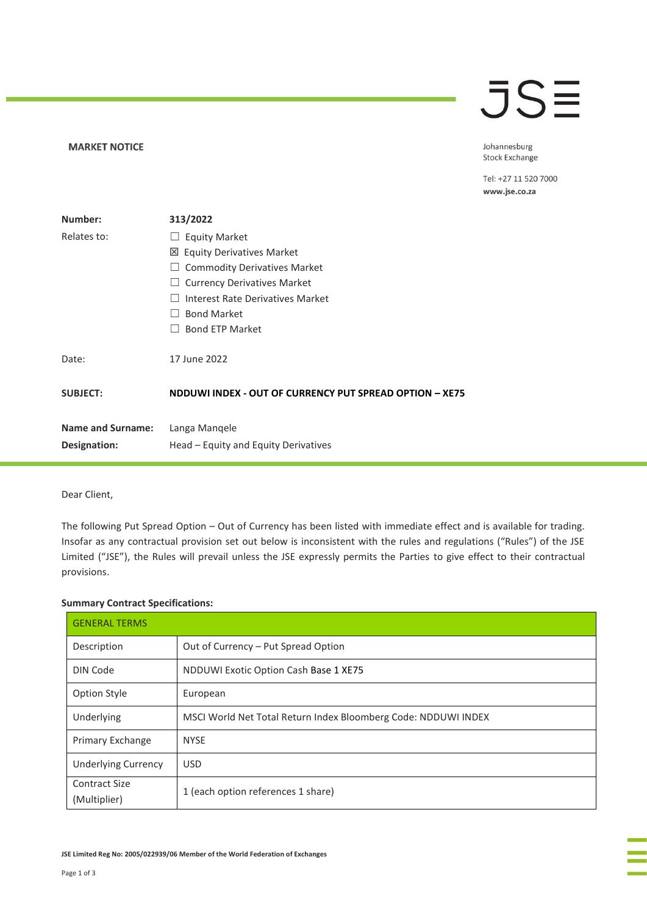**MARKET NOTICE**

Johannesburg Stock Exchange

Tel: +27 11 520 7000
**www.jse.co.za**

| | |
|---|---|
| **Number:** | **313/2022** |
| Relates to: | ☐ Equity Market<br>☒ Equity Derivatives Market<br>☐ Commodity Derivatives Market<br>☐ Currency Derivatives Market<br>☐ Interest Rate Derivatives Market<br>☐ Bond Market<br>☐ Bond ETP Market |
| Date: | 17 June 2022 |
| **SUBJECT:** | **NDDUWI INDEX - OUT OF CURRENCY PUT SPREAD OPTION – XE75** |
| **Name and Surname:** | Langa Manqele |
| **Designation:** | Head – Equity and Equity Derivatives |

Dear Client,

The following Put Spread Option – Out of Currency has been listed with immediate effect and is available for trading. Insofar as any contractual provision set out below is inconsistent with the rules and regulations ("Rules") of the JSE Limited ("JSE"), the Rules will prevail unless the JSE expressly permits the Parties to give effect to their contractual provisions.

**Summary Contract Specifications:**

| GENERAL TERMS | |
|---|---|
| Description | Out of Currency – Put Spread Option |
| DIN Code | NDDUWI Exotic Option Cash Base 1 XE75 |
| Option Style | European |
| Underlying | MSCI World Net Total Return Index Bloomberg Code: NDDUWI INDEX |
| Primary Exchange | NYSE |
| Underlying Currency | USD |
| Contract Size (Multiplier) | 1 (each option references 1 share) |

JSE Limited Reg No: 2005/022939/06 Member of the World Federation of Exchanges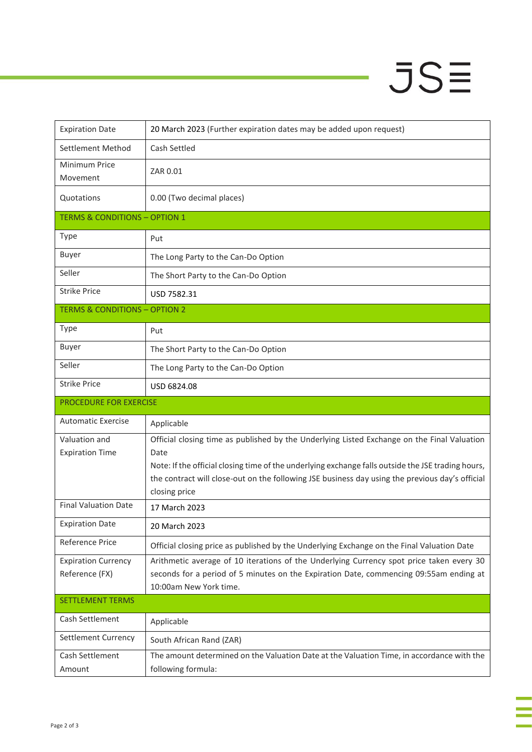| | |
|---|---|
| Expiration Date | 20 March 2023 (Further expiration dates may be added upon request) |
| Settlement Method | Cash Settled |
| Minimum Price Movement | ZAR 0.01 |
| Quotations | 0.00 (Two decimal places) |
| **TERMS & CONDITIONS – OPTION 1** | |
| Type | Put |
| Buyer | The Long Party to the Can-Do Option |
| Seller | The Short Party to the Can-Do Option |
| Strike Price | USD 7582.31 |
| **TERMS & CONDITIONS – OPTION 2** | |
| Type | Put |
| Buyer | The Short Party to the Can-Do Option |
| Seller | The Long Party to the Can-Do Option |
| Strike Price | USD 6824.08 |
| **PROCEDURE FOR EXERCISE** | |
| Automatic Exercise | Applicable |
| Valuation and Expiration Time | Official closing time as published by the Underlying Listed Exchange on the Final Valuation Date<br>Note: If the official closing time of the underlying exchange falls outside the JSE trading hours, the contract will close-out on the following JSE business day using the previous day's official closing price |
| Final Valuation Date | 17 March 2023 |
| Expiration Date | 20 March 2023 |
| Reference Price | Official closing price as published by the Underlying Exchange on the Final Valuation Date |
| Expiration Currency Reference (FX) | Arithmetic average of 10 iterations of the Underlying Currency spot price taken every 30 seconds for a period of 5 minutes on the Expiration Date, commencing 09:55am ending at 10:00am New York time. |
| **SETTLEMENT TERMS** | |
| Cash Settlement | Applicable |
| Settlement Currency | South African Rand (ZAR) |
| Cash Settlement Amount | The amount determined on the Valuation Date at the Valuation Time, in accordance with the following formula: |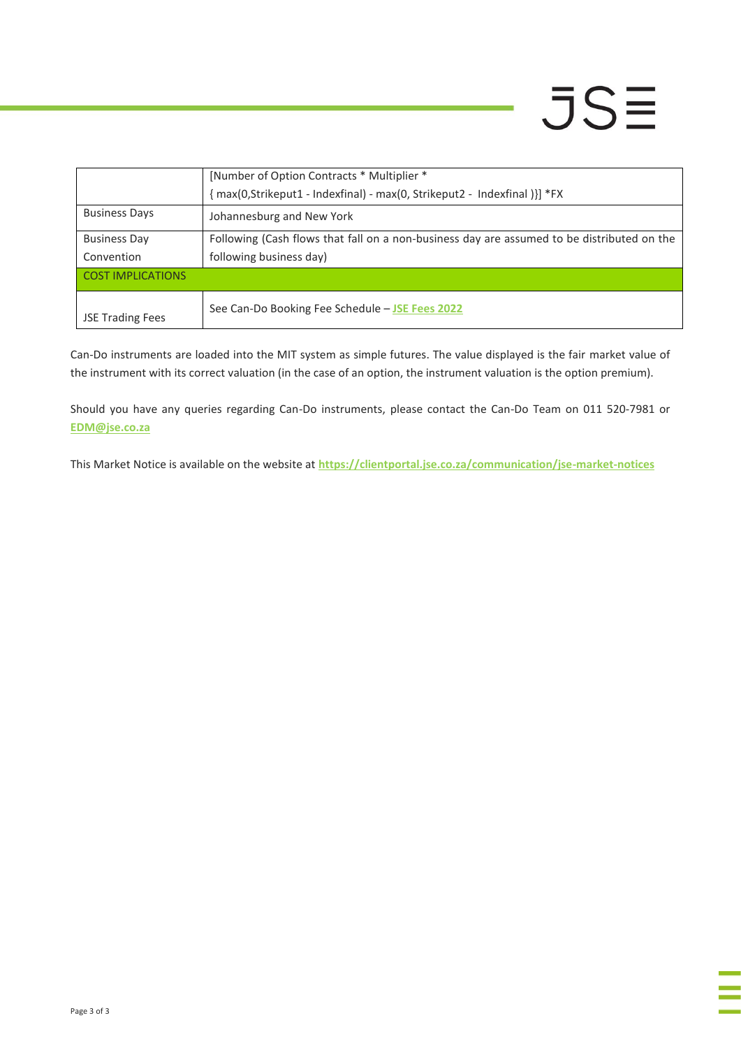| | |
|---|---|
| | [Number of Option Contracts * Multiplier * { max(0,Strikeput1 - Indexfinal) - max(0, Strikeput2 - Indexfinal )}] *FX |
| Business Days | Johannesburg and New York |
| Business Day Convention | Following (Cash flows that fall on a non-business day are assumed to be distributed on the following business day) |
| COST IMPLICATIONS | |
| JSE Trading Fees | See Can-Do Booking Fee Schedule – JSE Fees 2022 |

Can-Do instruments are loaded into the MIT system as simple futures. The value displayed is the fair market value of the instrument with its correct valuation (in the case of an option, the instrument valuation is the option premium).

Should you have any queries regarding Can-Do instruments, please contact the Can-Do Team on 011 520-7981 or **EDM@jse.co.za**

This Market Notice is available on the website at **https://clientportal.jse.co.za/communication/jse-market-notices**